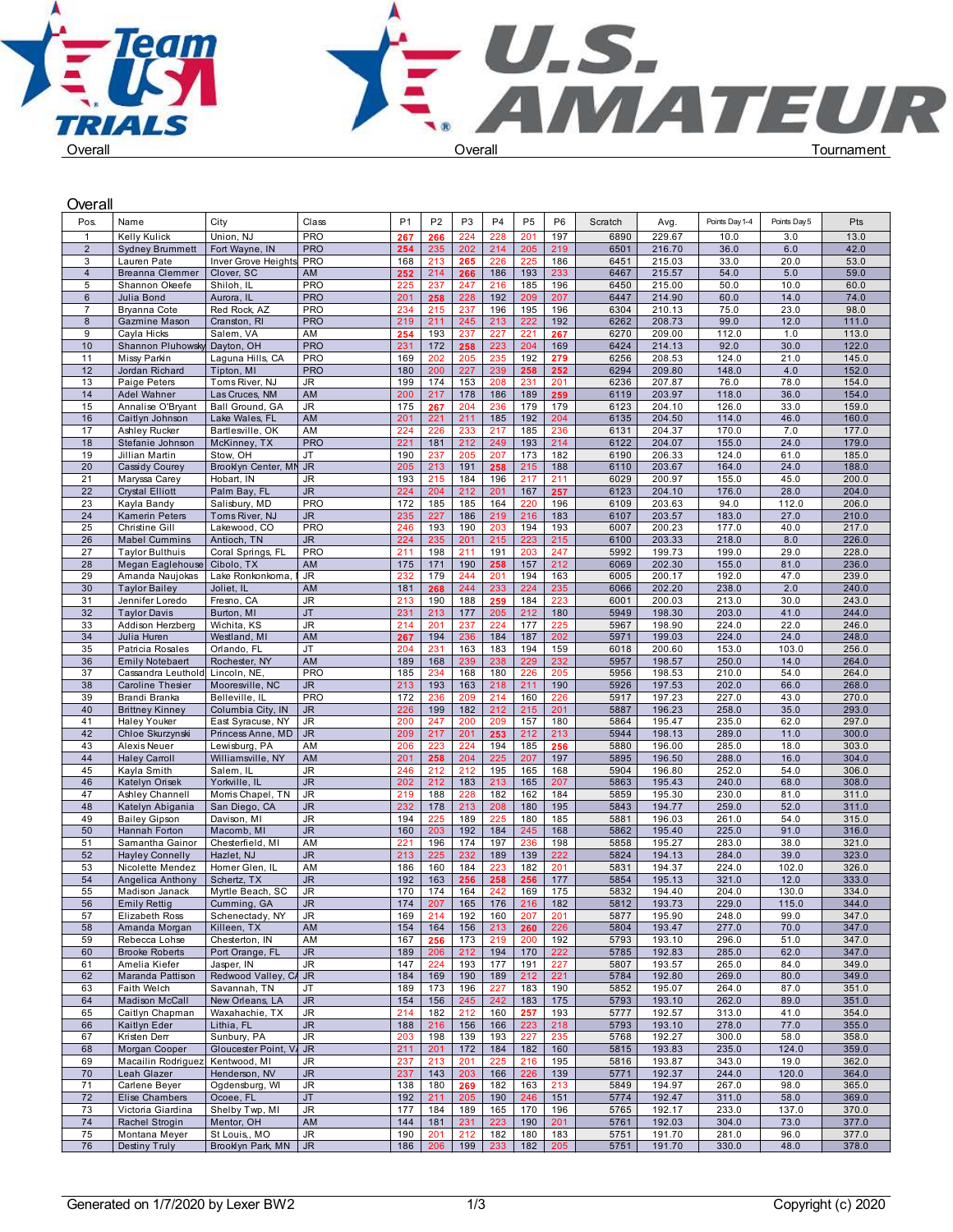Team USA Trials Overall — U.S. Amateur Overall Tournament

## Overall

| Pos. | Name | City | Class | P1 | P2 | P3 | P4 | P5 | P6 | Scratch | Avg. | Points Day 1-4 | Points Day 5 | Pts |
|---|---|---|---|---|---|---|---|---|---|---|---|---|---|---|
| 1 | Kelly Kulick | Union, NJ | PRO | 267 | 266 | 224 | 228 | 201 | 197 | 6890 | 229.67 | 10.0 | 3.0 | 13.0 |
| 2 | Sydney Brummett | Fort Wayne, IN | PRO | 254 | 235 | 202 | 214 | 205 | 219 | 6501 | 216.70 | 36.0 | 6.0 | 42.0 |
| 3 | Lauren Pate | Inver Grove Heights | PRO | 168 | 213 | 265 | 226 | 225 | 186 | 6451 | 215.03 | 33.0 | 20.0 | 53.0 |
| 4 | Breanna Clemmer | Clover, SC | AM | 252 | 214 | 266 | 186 | 193 | 233 | 6467 | 215.57 | 54.0 | 5.0 | 59.0 |
| 5 | Shannon Okeefe | Shiloh, IL | PRO | 225 | 237 | 247 | 216 | 185 | 196 | 6450 | 215.00 | 50.0 | 10.0 | 60.0 |
| 6 | Julia Bond | Aurora, IL | PRO | 201 | 258 | 228 | 192 | 209 | 207 | 6447 | 214.90 | 60.0 | 14.0 | 74.0 |
| 7 | Bryanna Cote | Red Rock, AZ | PRO | 234 | 215 | 237 | 196 | 195 | 196 | 6304 | 210.13 | 75.0 | 23.0 | 98.0 |
| 8 | Gazmine Mason | Cranston, RI | PRO | 219 | 211 | 245 | 213 | 222 | 192 | 6262 | 208.73 | 99.0 | 12.0 | 111.0 |
| 9 | Cayla Hicks | Salem, VA | AM | 254 | 193 | 237 | 227 | 221 | 267 | 6270 | 209.00 | 112.0 | 1.0 | 113.0 |
| 10 | Shannon Pluhowsky | Dayton, OH | PRO | 231 | 172 | 258 | 223 | 204 | 169 | 6424 | 214.13 | 92.0 | 30.0 | 122.0 |
| 11 | Missy Parkin | Laguna Hills, CA | PRO | 169 | 202 | 205 | 235 | 192 | 279 | 6256 | 208.53 | 124.0 | 21.0 | 145.0 |
| 12 | Jordan Richard | Tipton, MI | PRO | 180 | 200 | 227 | 239 | 258 | 252 | 6294 | 209.80 | 148.0 | 4.0 | 152.0 |
| 13 | Paige Peters | Toms River, NJ | JR | 199 | 174 | 153 | 208 | 231 | 201 | 6236 | 207.87 | 76.0 | 78.0 | 154.0 |
| 14 | Adel Wahner | Las Cruces, NM | AM | 200 | 217 | 178 | 186 | 189 | 259 | 6119 | 203.97 | 118.0 | 36.0 | 154.0 |
| 15 | Annalise O'Bryant | Ball Ground, GA | JR | 175 | 267 | 204 | 236 | 179 | 179 | 6123 | 204.10 | 126.0 | 33.0 | 159.0 |
| 16 | Caitlyn Johnson | Lake Wales, FL | AM | 201 | 221 | 211 | 185 | 192 | 204 | 6135 | 204.50 | 114.0 | 46.0 | 160.0 |
| 17 | Ashley Rucker | Bartlesville, OK | AM | 224 | 226 | 233 | 217 | 185 | 236 | 6131 | 204.37 | 170.0 | 7.0 | 177.0 |
| 18 | Stefanie Johnson | McKinney, TX | PRO | 221 | 181 | 212 | 249 | 193 | 214 | 6122 | 204.07 | 155.0 | 24.0 | 179.0 |
| 19 | Jillian Martin | Stow, OH | JT | 190 | 237 | 205 | 207 | 173 | 182 | 6190 | 206.33 | 124.0 | 61.0 | 185.0 |
| 20 | Cassidy Courey | Brooklyn Center, MN | JR | 205 | 213 | 191 | 258 | 215 | 188 | 6110 | 203.67 | 164.0 | 24.0 | 188.0 |
| 21 | Maryssa Carey | Hobart, IN | JR | 193 | 215 | 184 | 196 | 217 | 211 | 6029 | 200.97 | 155.0 | 45.0 | 200.0 |
| 22 | Crystal Elliott | Palm Bay, FL | JR | 224 | 204 | 212 | 201 | 167 | 257 | 6123 | 204.10 | 176.0 | 28.0 | 204.0 |
| 23 | Kayla Bandy | Salisbury, MD | PRO | 172 | 185 | 185 | 164 | 220 | 196 | 6109 | 203.63 | 94.0 | 112.0 | 206.0 |
| 24 | Kamerin Peters | Toms River, NJ | JR | 235 | 227 | 186 | 219 | 216 | 183 | 6107 | 203.57 | 183.0 | 27.0 | 210.0 |
| 25 | Christine Gill | Lakewood, CO | PRO | 246 | 193 | 190 | 203 | 194 | 193 | 6007 | 200.23 | 177.0 | 40.0 | 217.0 |
| 26 | Mabel Cummins | Antioch, TN | JR | 224 | 235 | 201 | 215 | 223 | 215 | 6100 | 203.33 | 218.0 | 8.0 | 226.0 |
| 27 | Taylor Bulthuis | Coral Springs, FL | PRO | 211 | 198 | 211 | 191 | 203 | 247 | 5992 | 199.73 | 199.0 | 29.0 | 228.0 |
| 28 | Megan Eaglehouse | Cibolo, TX | AM | 175 | 171 | 190 | 258 | 157 | 212 | 6069 | 202.30 | 155.0 | 81.0 | 236.0 |
| 29 | Amanda Naujokas | Lake Ronkonkoma, I | JR | 232 | 179 | 244 | 201 | 194 | 163 | 6005 | 200.17 | 192.0 | 47.0 | 239.0 |
| 30 | Taylor Bailey | Joliet, IL | AM | 181 | 268 | 244 | 233 | 224 | 235 | 6066 | 202.20 | 238.0 | 2.0 | 240.0 |
| 31 | Jennifer Loredo | Fresno, CA | JR | 213 | 190 | 188 | 259 | 184 | 223 | 6001 | 200.03 | 213.0 | 30.0 | 243.0 |
| 32 | Taylor Davis | Burton, MI | JT | 231 | 213 | 177 | 205 | 212 | 180 | 5949 | 198.30 | 203.0 | 41.0 | 244.0 |
| 33 | Addison Herzberg | Wichita, KS | JR | 214 | 201 | 237 | 224 | 177 | 225 | 5967 | 198.90 | 224.0 | 22.0 | 246.0 |
| 34 | Julia Huren | Westland, MI | AM | 267 | 194 | 236 | 184 | 187 | 202 | 5971 | 199.03 | 224.0 | 24.0 | 248.0 |
| 35 | Patricia Rosales | Orlando, FL | JT | 204 | 231 | 163 | 183 | 194 | 159 | 6018 | 200.60 | 153.0 | 103.0 | 256.0 |
| 36 | Emily Notebaert | Rochester, NY | AM | 189 | 168 | 239 | 238 | 229 | 232 | 5957 | 198.57 | 250.0 | 14.0 | 264.0 |
| 37 | Cassandra Leuthold | Lincoln, NE, | PRO | 185 | 234 | 168 | 180 | 226 | 205 | 5956 | 198.53 | 210.0 | 54.0 | 264.0 |
| 38 | Caroline Thesier | Mooresville, NC | JR | 213 | 193 | 163 | 218 | 211 | 190 | 5926 | 197.53 | 202.0 | 66.0 | 268.0 |
| 39 | Brandi Branka | Belleville, IL | PRO | 172 | 236 | 209 | 214 | 160 | 226 | 5917 | 197.23 | 227.0 | 43.0 | 270.0 |
| 40 | Brittney Kinney | Columbia City, IN | JR | 226 | 199 | 182 | 212 | 215 | 201 | 5887 | 196.23 | 258.0 | 35.0 | 293.0 |
| 41 | Haley Youker | East Syracuse, NY | JR | 200 | 247 | 200 | 209 | 157 | 180 | 5864 | 195.47 | 235.0 | 62.0 | 297.0 |
| 42 | Chloe Skurzynski | Princess Anne, MD | JR | 209 | 217 | 201 | 253 | 212 | 213 | 5944 | 198.13 | 289.0 | 11.0 | 300.0 |
| 43 | Alexis Neuer | Lewisburg, PA | AM | 206 | 223 | 224 | 194 | 185 | 256 | 5880 | 196.00 | 285.0 | 18.0 | 303.0 |
| 44 | Haley Carroll | Williamsville, NY | AM | 201 | 258 | 204 | 225 | 207 | 197 | 5895 | 196.50 | 288.0 | 16.0 | 304.0 |
| 45 | Kayla Smith | Salem, IL | JR | 246 | 212 | 212 | 195 | 165 | 168 | 5904 | 196.80 | 252.0 | 54.0 | 306.0 |
| 46 | Katelyn Orisek | Yorkville, IL | JR | 202 | 212 | 183 | 213 | 165 | 207 | 5863 | 195.43 | 240.0 | 68.0 | 308.0 |
| 47 | Ashley Channell | Morris Chapel, TN | JR | 219 | 188 | 228 | 182 | 162 | 184 | 5859 | 195.30 | 230.0 | 81.0 | 311.0 |
| 48 | Katelyn Abigania | San Diego, CA | JR | 232 | 178 | 213 | 208 | 180 | 195 | 5843 | 194.77 | 259.0 | 52.0 | 311.0 |
| 49 | Bailey Gipson | Davison, MI | JR | 194 | 225 | 189 | 225 | 180 | 185 | 5881 | 196.03 | 261.0 | 54.0 | 315.0 |
| 50 | Hannah Forton | Macomb, MI | JR | 160 | 203 | 192 | 184 | 245 | 168 | 5862 | 195.40 | 225.0 | 91.0 | 316.0 |
| 51 | Samantha Gainor | Chesterfield, MI | AM | 221 | 196 | 174 | 197 | 236 | 198 | 5858 | 195.27 | 283.0 | 38.0 | 321.0 |
| 52 | Hayley Connelly | Hazlet, NJ | JR | 213 | 225 | 232 | 189 | 139 | 222 | 5824 | 194.13 | 284.0 | 39.0 | 323.0 |
| 53 | Nicolette Mendez | Homer Glen, IL | AM | 186 | 160 | 184 | 223 | 182 | 201 | 5831 | 194.37 | 224.0 | 102.0 | 326.0 |
| 54 | Angelica Anthony | Schertz, TX | JR | 192 | 163 | 256 | 258 | 256 | 177 | 5854 | 195.13 | 321.0 | 12.0 | 333.0 |
| 55 | Madison Janack | Myrtle Beach, SC | JR | 170 | 174 | 164 | 242 | 169 | 175 | 5832 | 194.40 | 204.0 | 130.0 | 334.0 |
| 56 | Emily Rettig | Cumming, GA | JR | 174 | 207 | 165 | 176 | 216 | 182 | 5812 | 193.73 | 229.0 | 115.0 | 344.0 |
| 57 | Elizabeth Ross | Schenectady, NY | JR | 169 | 214 | 192 | 160 | 207 | 201 | 5877 | 195.90 | 248.0 | 99.0 | 347.0 |
| 58 | Amanda Morgan | Killeen, TX | AM | 154 | 164 | 156 | 213 | 260 | 226 | 5804 | 193.47 | 277.0 | 70.0 | 347.0 |
| 59 | Rebecca Lohse | Chesterton, IN | AM | 167 | 256 | 173 | 219 | 200 | 192 | 5793 | 193.10 | 296.0 | 51.0 | 347.0 |
| 60 | Brooke Roberts | Port Orange, FL | JR | 189 | 206 | 212 | 194 | 170 | 222 | 5785 | 192.83 | 285.0 | 62.0 | 347.0 |
| 61 | Amelia Kiefer | Jasper, IN | JR | 147 | 224 | 193 | 177 | 191 | 227 | 5807 | 193.57 | 265.0 | 84.0 | 349.0 |
| 62 | Maranda Pattison | Redwood Valley, CA | JR | 184 | 169 | 190 | 189 | 212 | 221 | 5784 | 192.80 | 269.0 | 80.0 | 349.0 |
| 63 | Faith Welch | Savannah, TN | JT | 189 | 173 | 196 | 227 | 183 | 190 | 5852 | 195.07 | 264.0 | 87.0 | 351.0 |
| 64 | Madison McCall | New Orleans, LA | JR | 154 | 156 | 245 | 242 | 183 | 175 | 5793 | 193.10 | 262.0 | 89.0 | 351.0 |
| 65 | Caitlyn Chapman | Waxahachie, TX | JR | 214 | 182 | 212 | 160 | 257 | 193 | 5777 | 192.57 | 313.0 | 41.0 | 354.0 |
| 66 | Kaitlyn Eder | Lithia, FL | JR | 188 | 216 | 156 | 166 | 223 | 218 | 5793 | 193.10 | 278.0 | 77.0 | 355.0 |
| 67 | Kristen Derr | Sunbury, PA | JR | 203 | 198 | 139 | 193 | 227 | 235 | 5768 | 192.27 | 300.0 | 58.0 | 358.0 |
| 68 | Morgan Cooper | Gloucester Point, VA | JR | 211 | 201 | 172 | 184 | 182 | 160 | 5815 | 193.83 | 235.0 | 124.0 | 359.0 |
| 69 | Macailin Rodriguez | Kentwood, MI | JR | 237 | 213 | 201 | 225 | 216 | 195 | 5816 | 193.87 | 343.0 | 19.0 | 362.0 |
| 70 | Leah Glazer | Henderson, NV | JR | 237 | 143 | 203 | 166 | 226 | 139 | 5771 | 192.37 | 244.0 | 120.0 | 364.0 |
| 71 | Carlene Beyer | Ogdensburg, WI | JR | 138 | 180 | 269 | 182 | 163 | 213 | 5849 | 194.97 | 267.0 | 98.0 | 365.0 |
| 72 | Elise Chambers | Ocoee, FL | JT | 192 | 211 | 205 | 190 | 246 | 151 | 5774 | 192.47 | 311.0 | 58.0 | 369.0 |
| 73 | Victoria Giardina | Shelby Twp, MI | JR | 177 | 184 | 189 | 165 | 170 | 196 | 5765 | 192.17 | 233.0 | 137.0 | 370.0 |
| 74 | Rachel Strogin | Mentor, OH | AM | 144 | 181 | 231 | 223 | 190 | 201 | 5761 | 192.03 | 304.0 | 73.0 | 377.0 |
| 75 | Montana Meyer | St Louis, MO | JR | 190 | 201 | 212 | 182 | 180 | 183 | 5751 | 191.70 | 281.0 | 96.0 | 377.0 |
| 76 | Destiny Truly | Brooklyn Park, MN | JR | 186 | 206 | 199 | 233 | 182 | 205 | 5751 | 191.70 | 330.0 | 48.0 | 378.0 |

Generated on 1/7/2020 by Lexer BW2 — Copyright (c) 2020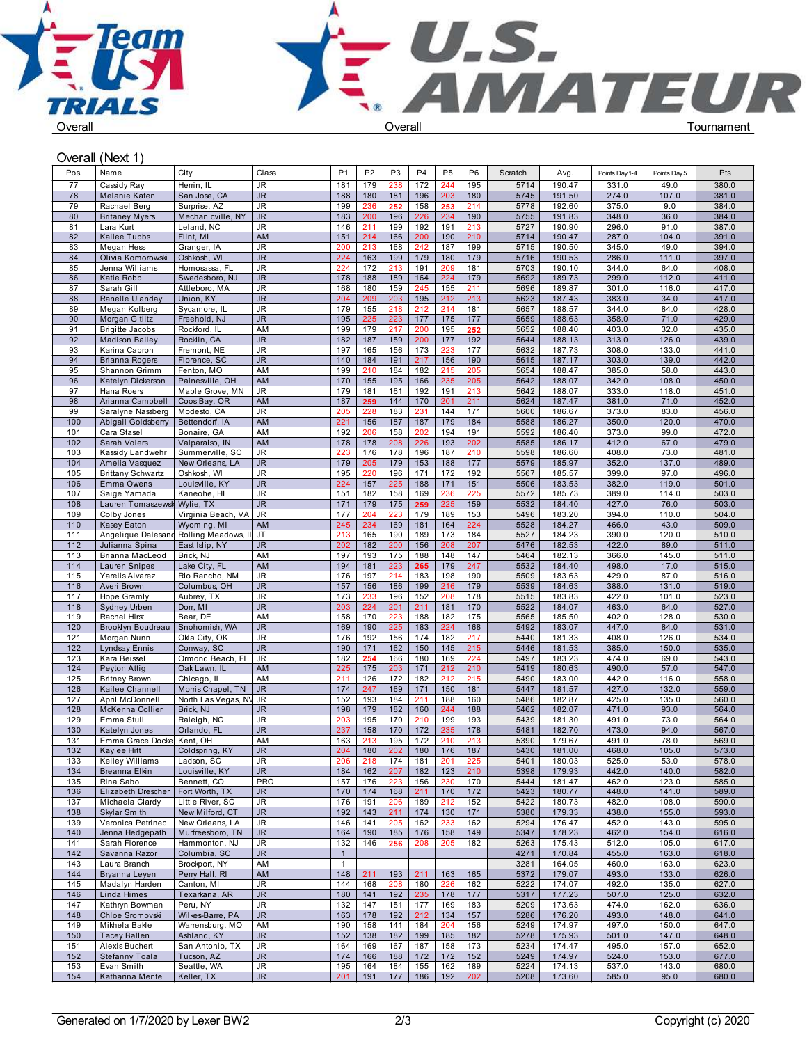Overall | Overall | Tournament

## Overall (Next 1)

| Pos. | Name | City | Class | P1 | P2 | P3 | P4 | P5 | P6 | Scratch | Avg. | Points Day 1-4 | Points Day 5 | Pts |
|---|---|---|---|---|---|---|---|---|---|---|---|---|---|---|
| 77 | Cassidy Ray | Herrin, IL | JR | 181 | 179 | 238 | 172 | 244 | 195 | 5714 | 190.47 | 331.0 | 49.0 | 380.0 |
| 78 | Melanie Katen | San Jose, CA | JR | 188 | 180 | 181 | 196 | 203 | 180 | 5745 | 191.50 | 274.0 | 107.0 | 381.0 |
| 79 | Rachael Berg | Surprise, AZ | JR | 199 | 236 | 252 | 158 | 253 | 214 | 5778 | 192.60 | 375.0 | 9.0 | 384.0 |
| 80 | Britaney Myers | Mechanicville, NY | JR | 183 | 200 | 196 | 226 | 234 | 190 | 5755 | 191.83 | 348.0 | 36.0 | 384.0 |
| 81 | Lara Kurt | Leland, NC | JR | 146 | 211 | 199 | 192 | 191 | 213 | 5727 | 190.90 | 296.0 | 91.0 | 387.0 |
| 82 | Kailee Tubbs | Flint, MI | AM | 151 | 214 | 166 | 200 | 190 | 210 | 5714 | 190.47 | 287.0 | 104.0 | 391.0 |
| 83 | Megan Hess | Granger, IA | JR | 200 | 213 | 168 | 242 | 187 | 199 | 5715 | 190.50 | 345.0 | 49.0 | 394.0 |
| 84 | Olivia Komorowski | Oshkosh, WI | JR | 224 | 163 | 199 | 179 | 180 | 179 | 5716 | 190.53 | 286.0 | 111.0 | 397.0 |
| 85 | Jenna Williams | Homosassa, FL | JR | 224 | 172 | 213 | 191 | 209 | 181 | 5703 | 190.10 | 344.0 | 64.0 | 408.0 |
| 86 | Katie Robb | Swedesboro, NJ | JR | 178 | 188 | 189 | 164 | 224 | 179 | 5692 | 189.73 | 299.0 | 112.0 | 411.0 |
| 87 | Sarah Gill | Attleboro, MA | JR | 168 | 180 | 159 | 245 | 155 | 211 | 5696 | 189.87 | 301.0 | 116.0 | 417.0 |
| 88 | Ranelle Ulanday | Union, KY | JR | 204 | 209 | 203 | 195 | 212 | 213 | 5623 | 187.43 | 383.0 | 34.0 | 417.0 |
| 89 | Megan Kolberg | Sycamore, IL | JR | 179 | 155 | 218 | 212 | 214 | 181 | 5657 | 188.57 | 344.0 | 84.0 | 428.0 |
| 90 | Morgan Gitlitz | Freehold, NJ | JR | 195 | 225 | 223 | 177 | 175 | 177 | 5659 | 188.63 | 358.0 | 71.0 | 429.0 |
| 91 | Brigitte Jacobs | Rockford, IL | AM | 199 | 179 | 217 | 200 | 195 | 252 | 5652 | 188.40 | 403.0 | 32.0 | 435.0 |
| 92 | Madison Bailey | Rocklin, CA | JR | 182 | 187 | 159 | 200 | 177 | 192 | 5644 | 188.13 | 313.0 | 126.0 | 439.0 |
| 93 | Karina Capron | Fremont, NE | JR | 197 | 165 | 156 | 173 | 223 | 177 | 5632 | 187.73 | 308.0 | 133.0 | 441.0 |
| 94 | Brianna Rogers | Florence, SC | JR | 140 | 184 | 191 | 217 | 156 | 190 | 5615 | 187.17 | 303.0 | 139.0 | 442.0 |
| 95 | Shannon Grimm | Fenton, MO | AM | 199 | 210 | 184 | 182 | 215 | 205 | 5654 | 188.47 | 385.0 | 58.0 | 443.0 |
| 96 | Katelyn Dickerson | Painesville, OH | AM | 170 | 155 | 195 | 166 | 235 | 205 | 5642 | 188.07 | 342.0 | 108.0 | 450.0 |
| 97 | Hana Roers | Maple Grove, MN | JR | 179 | 181 | 161 | 192 | 191 | 213 | 5642 | 188.07 | 333.0 | 118.0 | 451.0 |
| 98 | Arianna Campbell | Coos Bay, OR | AM | 187 | 259 | 144 | 170 | 201 | 211 | 5624 | 187.47 | 381.0 | 71.0 | 452.0 |
| 99 | Saralyne Nassberg | Modesto, CA | JR | 205 | 228 | 183 | 231 | 144 | 171 | 5600 | 186.67 | 373.0 | 83.0 | 456.0 |
| 100 | Abigail Goldsberry | Bettendorf, IA | AM | 221 | 156 | 187 | 187 | 179 | 184 | 5588 | 186.27 | 350.0 | 120.0 | 470.0 |
| 101 | Cara Stasel | Bonaire, GA | AM | 192 | 206 | 158 | 202 | 194 | 191 | 5592 | 186.40 | 373.0 | 99.0 | 472.0 |
| 102 | Sarah Voiers | Valparaiso, IN | AM | 178 | 178 | 208 | 226 | 193 | 202 | 5585 | 186.17 | 412.0 | 67.0 | 479.0 |
| 103 | Kassidy Landwehr | Summerville, SC | JR | 223 | 176 | 178 | 196 | 187 | 210 | 5598 | 186.60 | 408.0 | 73.0 | 481.0 |
| 104 | Amelia Vasquez | New Orleans, LA | JR | 179 | 205 | 179 | 153 | 188 | 177 | 5579 | 185.97 | 352.0 | 137.0 | 489.0 |
| 105 | Brittany Schwartz | Oshkosh, WI | JR | 195 | 220 | 196 | 171 | 172 | 192 | 5567 | 185.57 | 399.0 | 97.0 | 496.0 |
| 106 | Emma Owens | Louisville, KY | JR | 224 | 157 | 225 | 188 | 171 | 151 | 5506 | 183.53 | 382.0 | 119.0 | 501.0 |
| 107 | Saige Yamada | Kaneohe, HI | JR | 151 | 182 | 158 | 169 | 236 | 225 | 5572 | 185.73 | 389.0 | 114.0 | 503.0 |
| 108 | Lauren Tomaszewsk | Wylie, TX | JR | 171 | 179 | 175 | 259 | 225 | 159 | 5532 | 184.40 | 427.0 | 76.0 | 503.0 |
| 109 | Colby Jones | Virginia Beach, VA | JR | 177 | 204 | 223 | 179 | 189 | 153 | 5496 | 183.20 | 394.0 | 110.0 | 504.0 |
| 110 | Kasey Eaton | Wyoming, MI | AM | 245 | 234 | 169 | 181 | 164 | 224 | 5528 | 184.27 | 466.0 | 43.0 | 509.0 |
| 111 | Angelique Dalesand | Rolling Meadows, IL | JT | 213 | 165 | 190 | 189 | 173 | 184 | 5527 | 184.23 | 390.0 | 120.0 | 510.0 |
| 112 | Julianna Spina | East Islip, NY | JR | 202 | 182 | 200 | 156 | 208 | 207 | 5476 | 182.53 | 422.0 | 89.0 | 511.0 |
| 113 | Brianna MacLeod | Brick, NJ | AM | 197 | 193 | 175 | 188 | 148 | 147 | 5464 | 182.13 | 366.0 | 145.0 | 511.0 |
| 114 | Lauren Snipes | Lake City, FL | AM | 194 | 181 | 223 | 265 | 179 | 247 | 5532 | 184.40 | 498.0 | 17.0 | 515.0 |
| 115 | Yarelis Alvarez | Rio Rancho, NM | JR | 176 | 197 | 214 | 183 | 198 | 190 | 5509 | 183.63 | 429.0 | 87.0 | 516.0 |
| 116 | Averi Brown | Columbus, OH | JR | 157 | 156 | 186 | 199 | 216 | 179 | 5539 | 184.63 | 388.0 | 131.0 | 519.0 |
| 117 | Hope Gramly | Aubrey, TX | JR | 173 | 233 | 196 | 152 | 208 | 178 | 5515 | 183.83 | 422.0 | 101.0 | 523.0 |
| 118 | Sydney Urben | Dorr, MI | JR | 203 | 224 | 201 | 211 | 181 | 170 | 5522 | 184.07 | 463.0 | 64.0 | 527.0 |
| 119 | Rachel Hirst | Bear, DE | AM | 158 | 170 | 223 | 188 | 182 | 175 | 5565 | 185.50 | 402.0 | 128.0 | 530.0 |
| 120 | Brooklyn Boudreau | Snohomish, WA | JR | 169 | 190 | 225 | 183 | 224 | 168 | 5492 | 183.07 | 447.0 | 84.0 | 531.0 |
| 121 | Morgan Nunn | Okla City, OK | JR | 176 | 192 | 156 | 174 | 182 | 217 | 5440 | 181.33 | 408.0 | 126.0 | 534.0 |
| 122 | Lyndsay Ennis | Conway, SC | JR | 190 | 171 | 162 | 150 | 145 | 215 | 5446 | 181.53 | 385.0 | 150.0 | 535.0 |
| 123 | Kara Beissel | Ormond Beach, FL | JR | 182 | 254 | 166 | 180 | 169 | 224 | 5497 | 183.23 | 474.0 | 69.0 | 543.0 |
| 124 | Peyton Attig | Oak Lawn, IL | AM | 225 | 175 | 203 | 171 | 212 | 210 | 5419 | 180.63 | 490.0 | 57.0 | 547.0 |
| 125 | Britney Brown | Chicago, IL | AM | 211 | 126 | 172 | 182 | 212 | 215 | 5490 | 183.00 | 442.0 | 116.0 | 558.0 |
| 126 | Kailee Channell | Morris Chapel, TN | JR | 174 | 247 | 169 | 171 | 150 | 181 | 5447 | 181.57 | 427.0 | 132.0 | 559.0 |
| 127 | April McDonnell | North Las Vegas, NV | JR | 152 | 193 | 184 | 211 | 188 | 160 | 5486 | 182.87 | 425.0 | 135.0 | 560.0 |
| 128 | McKenna Collier | Brick, NJ | JR | 198 | 179 | 182 | 160 | 244 | 188 | 5462 | 182.07 | 471.0 | 93.0 | 564.0 |
| 129 | Emma Stull | Raleigh, NC | JR | 203 | 195 | 170 | 210 | 199 | 193 | 5439 | 181.30 | 491.0 | 73.0 | 564.0 |
| 130 | Katelyn Jones | Orlando, FL | JR | 237 | 158 | 170 | 172 | 235 | 178 | 5481 | 182.70 | 473.0 | 94.0 | 567.0 |
| 131 | Emma Grace Docke | Kent, OH | AM | 163 | 213 | 195 | 172 | 210 | 213 | 5390 | 179.67 | 491.0 | 78.0 | 569.0 |
| 132 | Kaylee Hitt | Coldspring, KY | JR | 204 | 180 | 202 | 180 | 176 | 187 | 5430 | 181.00 | 468.0 | 105.0 | 573.0 |
| 133 | Kelley Williams | Ladson, SC | JR | 206 | 218 | 174 | 181 | 201 | 225 | 5401 | 180.03 | 525.0 | 53.0 | 578.0 |
| 134 | Breanna Elkin | Louisville, KY | JR | 184 | 162 | 207 | 182 | 123 | 210 | 5398 | 179.93 | 442.0 | 140.0 | 582.0 |
| 135 | Rina Sabo | Bennett, CO | PRO | 157 | 176 | 223 | 156 | 230 | 170 | 5444 | 181.47 | 462.0 | 123.0 | 585.0 |
| 136 | Elizabeth Drescher | Fort Worth, TX | JR | 170 | 174 | 168 | 211 | 170 | 172 | 5423 | 180.77 | 448.0 | 141.0 | 589.0 |
| 137 | Michaela Clardy | Little River, SC | JR | 176 | 191 | 206 | 189 | 212 | 152 | 5422 | 180.73 | 482.0 | 108.0 | 590.0 |
| 138 | Skylar Smith | New Milford, CT | JR | 192 | 143 | 211 | 174 | 130 | 171 | 5380 | 179.33 | 438.0 | 155.0 | 593.0 |
| 139 | Veronica Petrinec | New Orleans, LA | JR | 146 | 141 | 205 | 162 | 233 | 162 | 5294 | 176.47 | 452.0 | 143.0 | 595.0 |
| 140 | Jenna Hedgepath | Murfreesboro, TN | JR | 164 | 190 | 185 | 176 | 158 | 149 | 5347 | 178.23 | 462.0 | 154.0 | 616.0 |
| 141 | Sarah Florence | Hammonton, NJ | JR | 132 | 146 | 256 | 208 | 205 | 182 | 5263 | 175.43 | 512.0 | 105.0 | 617.0 |
| 142 | Savanna Razor | Columbia, SC | JR | 1 | | | | | | 4271 | 170.84 | 455.0 | 163.0 | 618.0 |
| 143 | Laura Branch | Brockport, NY | AM | 1 | | | | | | 3281 | 164.05 | 460.0 | 163.0 | 623.0 |
| 144 | Bryanna Leyen | Perry Hall, RI | AM | 148 | 211 | 193 | 211 | 163 | 165 | 5372 | 179.07 | 493.0 | 133.0 | 626.0 |
| 145 | Madalyn Harden | Canton, MI | JR | 144 | 168 | 208 | 180 | 226 | 162 | 5222 | 174.07 | 492.0 | 135.0 | 627.0 |
| 146 | Linda Himes | Texarkana, AR | JR | 180 | 141 | 192 | 235 | 178 | 177 | 5317 | 177.23 | 507.0 | 125.0 | 632.0 |
| 147 | Kathryn Bowman | Peru, NY | JR | 132 | 147 | 151 | 177 | 169 | 183 | 5209 | 173.63 | 474.0 | 162.0 | 636.0 |
| 148 | Chloe Sromovski | Wilkes-Barre, PA | JR | 163 | 178 | 192 | 212 | 134 | 157 | 5286 | 176.20 | 493.0 | 148.0 | 641.0 |
| 149 | Mikhela Bakle | Warrensburg, MO | AM | 190 | 158 | 141 | 184 | 204 | 156 | 5249 | 174.97 | 497.0 | 150.0 | 647.0 |
| 150 | Tacey Ballen | Ashland, KY | JR | 152 | 138 | 182 | 199 | 185 | 182 | 5278 | 175.93 | 501.0 | 147.0 | 648.0 |
| 151 | Alexis Buchert | San Antonio, TX | JR | 164 | 169 | 167 | 187 | 158 | 173 | 5234 | 174.47 | 495.0 | 157.0 | 652.0 |
| 152 | Stefanny Toala | Tucson, AZ | JR | 174 | 166 | 188 | 172 | 172 | 152 | 5249 | 174.97 | 524.0 | 153.0 | 677.0 |
| 153 | Evan Smith | Seattle, WA | JR | 195 | 164 | 184 | 155 | 162 | 189 | 5224 | 174.13 | 537.0 | 143.0 | 680.0 |
| 154 | Katharina Mente | Keller, TX | JR | 201 | 191 | 177 | 186 | 192 | 202 | 5208 | 173.60 | 585.0 | 95.0 | 680.0 |

Generated on 1/7/2020 by Lexer BW2 | Copyright (c) 2020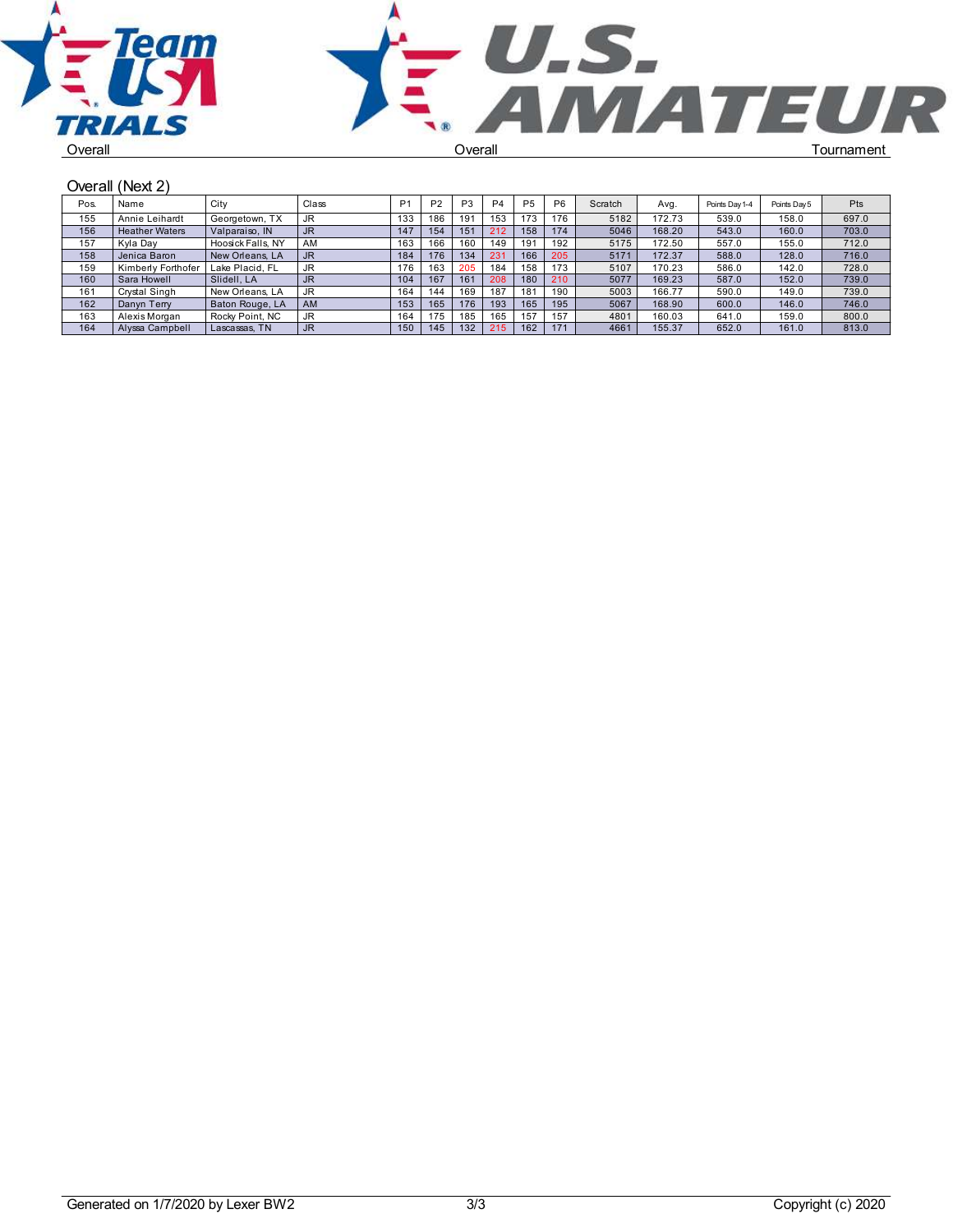Overall Overall Tournament

## Overall (Next 2)

| Pos. | Name | City | Class | P1 | P2 | P3 | P4 | P5 | P6 | Scratch | Avg. | Points Day 1-4 | Points Day 5 | Pts |
|---|---|---|---|---|---|---|---|---|---|---|---|---|---|---|
| 155 | Annie Leihardt | Georgetown, TX | JR | 133 | 186 | 191 | 153 | 173 | 176 | 5182 | 172.73 | 539.0 | 158.0 | 697.0 |
| 156 | Heather Waters | Valparaiso, IN | JR | 147 | 154 | 151 | 212 | 158 | 174 | 5046 | 168.20 | 543.0 | 160.0 | 703.0 |
| 157 | Kyla Day | Hoosick Falls, NY | AM | 163 | 166 | 160 | 149 | 191 | 192 | 5175 | 172.50 | 557.0 | 155.0 | 712.0 |
| 158 | Jenica Baron | New Orleans, LA | JR | 184 | 176 | 134 | 231 | 166 | 205 | 5171 | 172.37 | 588.0 | 128.0 | 716.0 |
| 159 | Kimberly Forthofer | Lake Placid, FL | JR | 176 | 163 | 205 | 184 | 158 | 173 | 5107 | 170.23 | 586.0 | 142.0 | 728.0 |
| 160 | Sara Howell | Slidell, LA | JR | 104 | 167 | 161 | 208 | 180 | 210 | 5077 | 169.23 | 587.0 | 152.0 | 739.0 |
| 161 | Crystal Singh | New Orleans, LA | JR | 164 | 144 | 169 | 187 | 181 | 190 | 5003 | 166.77 | 590.0 | 149.0 | 739.0 |
| 162 | Danyn Terry | Baton Rouge, LA | AM | 153 | 165 | 176 | 193 | 165 | 195 | 5067 | 168.90 | 600.0 | 146.0 | 746.0 |
| 163 | Alexis Morgan | Rocky Point, NC | JR | 164 | 175 | 185 | 165 | 157 | 157 | 4801 | 160.03 | 641.0 | 159.0 | 800.0 |
| 164 | Alyssa Campbell | Lascassas, TN | JR | 150 | 145 | 132 | 215 | 162 | 171 | 4661 | 155.37 | 652.0 | 161.0 | 813.0 |

Generated on 1/7/2020 by Lexer BW2 Copyright (c) 2020